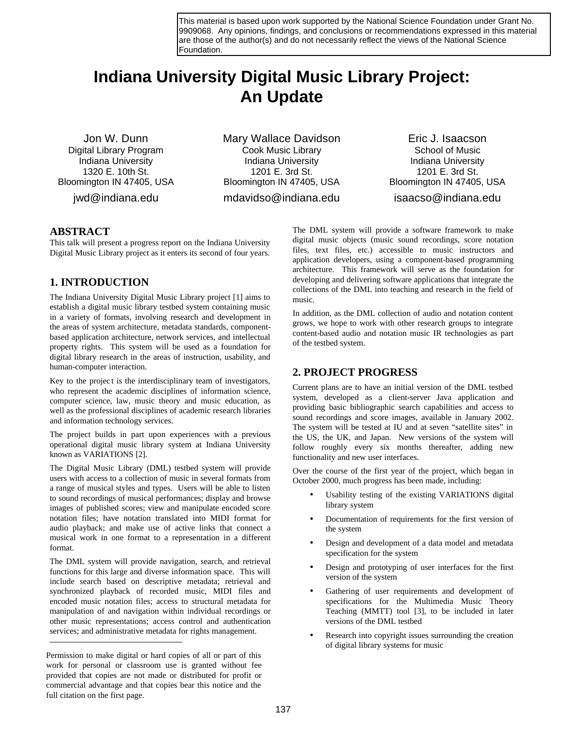This material is based upon work supported by the National Science Foundation under Grant No. 9909068. Any opinions, findings, and conclusions or recommendations expressed in this material are those of the author(s) and do not necessarily reflect the views of the National Science Foundation.

# Indiana University Digital Music Library Project: An Update

Jon W. Dunn
Digital Library Program
Indiana University
1320 E. 10th St.
Bloomington IN 47405, USA
jwd@indiana.edu

Mary Wallace Davidson
Cook Music Library
Indiana University
1201 E. 3rd St.
Bloomington IN 47405, USA
mdavidso@indiana.edu

Eric J. Isaacson
School of Music
Indiana University
1201 E. 3rd St.
Bloomington IN 47405, USA
isaacso@indiana.edu

## ABSTRACT

This talk will present a progress report on the Indiana University Digital Music Library project as it enters its second of four years.

## 1. INTRODUCTION

The Indiana University Digital Music Library project [1] aims to establish a digital music library testbed system containing music in a variety of formats, involving research and development in the areas of system architecture, metadata standards, component-based application architecture, network services, and intellectual property rights. This system will be used as a foundation for digital library research in the areas of instruction, usability, and human-computer interaction.

Key to the project is the interdisciplinary team of investigators, who represent the academic disciplines of information science, computer science, law, music theory and music education, as well as the professional disciplines of academic research libraries and information technology services.

The project builds in part upon experiences with a previous operational digital music library system at Indiana University known as VARIATIONS [2].

The Digital Music Library (DML) testbed system will provide users with access to a collection of music in several formats from a range of musical styles and types. Users will be able to listen to sound recordings of musical performances; display and browse images of published scores; view and manipulate encoded score notation files; have notation translated into MIDI format for audio playback; and make use of active links that connect a musical work in one format to a representation in a different format.

The DML system will provide navigation, search, and retrieval functions for this large and diverse information space. This will include search based on descriptive metadata; retrieval and synchronized playback of recorded music, MIDI files and encoded music notation files; access to structural metadata for manipulation of and navigation within individual recordings or other music representations; access control and authentication services; and administrative metadata for rights management.

Permission to make digital or hard copies of all or part of this work for personal or classroom use is granted without fee provided that copies are not made or distributed for profit or commercial advantage and that copies bear this notice and the full citation on the first page.

The DML system will provide a software framework to make digital music objects (music sound recordings, score notation files, text files, etc.) accessible to music instructors and application developers, using a component-based programming architecture. This framework will serve as the foundation for developing and delivering software applications that integrate the collections of the DML into teaching and research in the field of music.

In addition, as the DML collection of audio and notation content grows, we hope to work with other research groups to integrate content-based audio and notation music IR technologies as part of the testbed system.

## 2. PROJECT PROGRESS

Current plans are to have an initial version of the DML testbed system, developed as a client-server Java application and providing basic bibliographic search capabilities and access to sound recordings and score images, available in January 2002. The system will be tested at IU and at seven "satellite sites" in the US, the UK, and Japan. New versions of the system will follow roughly every six months thereafter, adding new functionality and new user interfaces.

Over the course of the first year of the project, which began in October 2000, much progress has been made, including:

- Usability testing of the existing VARIATIONS digital library system
- Documentation of requirements for the first version of the system
- Design and development of a data model and metadata specification for the system
- Design and prototyping of user interfaces for the first version of the system
- Gathering of user requirements and development of specifications for the Multimedia Music Theory Teaching (MMTT) tool [3], to be included in later versions of the DML testbed
- Research into copyright issues surrounding the creation of digital library systems for music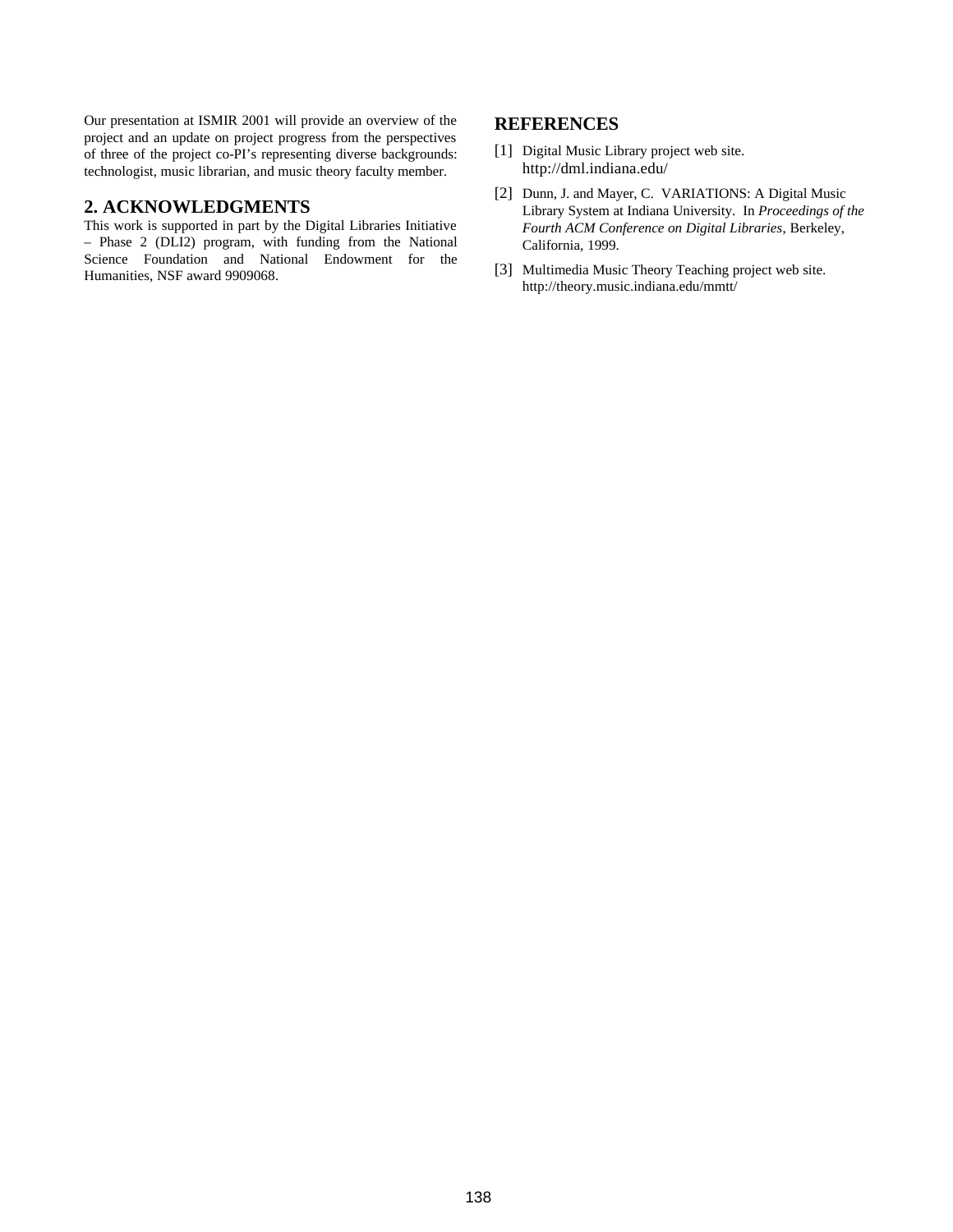Our presentation at ISMIR 2001 will provide an overview of the project and an update on project progress from the perspectives of three of the project co-PI's representing diverse backgrounds: technologist, music librarian, and music theory faculty member.

## 2. ACKNOWLEDGMENTS

This work is supported in part by the Digital Libraries Initiative – Phase 2 (DLI2) program, with funding from the National Science Foundation and National Endowment for the Humanities, NSF award 9909068.

## REFERENCES

[1] Digital Music Library project web site. http://dml.indiana.edu/

[2] Dunn, J. and Mayer, C. VARIATIONS: A Digital Music Library System at Indiana University. In *Proceedings of the Fourth ACM Conference on Digital Libraries*, Berkeley, California, 1999.

[3] Multimedia Music Theory Teaching project web site. http://theory.music.indiana.edu/mmtt/